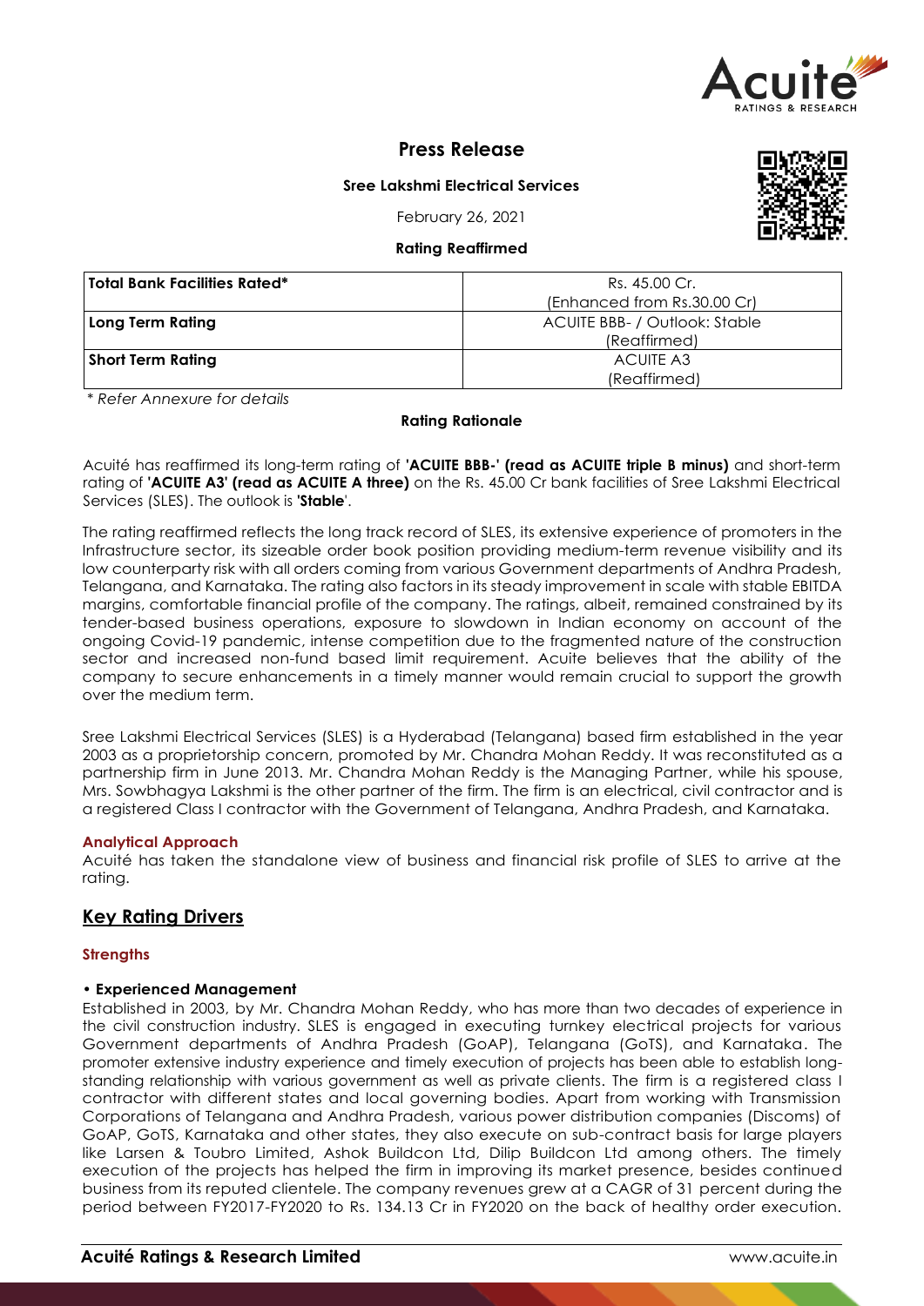# Press Release

**Sree Lakshmi Electrical Services**

February 26, 2021

**Rating Reaffirmed**

| **Total Bank Facilities Rated*** | Rs. 45.00 Cr. (Enhanced from Rs.30.00 Cr) |
|---|---|
| **Long Term Rating** | ACUITE BBB- / Outlook: Stable (Reaffirmed) |
| **Short Term Rating** | ACUITE A3 (Reaffirmed) |

*\* Refer Annexure for details*

**Rating Rationale**

Acuité has reaffirmed its long-term rating of **'ACUITE BBB-' (read as ACUITE triple B minus)** and short-term rating of **'ACUITE A3' (read as ACUITE A three)** on the Rs. 45.00 Cr bank facilities of Sree Lakshmi Electrical Services (SLES). The outlook is **'Stable'**.

The rating reaffirmed reflects the long track record of SLES, its extensive experience of promoters in the Infrastructure sector, its sizeable order book position providing medium-term revenue visibility and its low counterparty risk with all orders coming from various Government departments of Andhra Pradesh, Telangana, and Karnataka. The rating also factors in its steady improvement in scale with stable EBITDA margins, comfortable financial profile of the company. The ratings, albeit, remained constrained by its tender-based business operations, exposure to slowdown in Indian economy on account of the ongoing Covid-19 pandemic, intense competition due to the fragmented nature of the construction sector and increased non-fund based limit requirement. Acuite believes that the ability of the company to secure enhancements in a timely manner would remain crucial to support the growth over the medium term.

Sree Lakshmi Electrical Services (SLES) is a Hyderabad (Telangana) based firm established in the year 2003 as a proprietorship concern, promoted by Mr. Chandra Mohan Reddy. It was reconstituted as a partnership firm in June 2013. Mr. Chandra Mohan Reddy is the Managing Partner, while his spouse, Mrs. Sowbhagya Lakshmi is the other partner of the firm. The firm is an electrical, civil contractor and is a registered Class I contractor with the Government of Telangana, Andhra Pradesh, and Karnataka.

### Analytical Approach

Acuité has taken the standalone view of business and financial risk profile of SLES to arrive at the rating.

## Key Rating Drivers

### Strengths

**• Experienced Management**

Established in 2003, by Mr. Chandra Mohan Reddy, who has more than two decades of experience in the civil construction industry. SLES is engaged in executing turnkey electrical projects for various Government departments of Andhra Pradesh (GoAP), Telangana (GoTS), and Karnataka. The promoter extensive industry experience and timely execution of projects has been able to establish long-standing relationship with various government as well as private clients. The firm is a registered class I contractor with different states and local governing bodies. Apart from working with Transmission Corporations of Telangana and Andhra Pradesh, various power distribution companies (Discoms) of GoAP, GoTS, Karnataka and other states, they also execute on sub-contract basis for large players like Larsen & Toubro Limited, Ashok Buildcon Ltd, Dilip Buildcon Ltd among others. The timely execution of the projects has helped the firm in improving its market presence, besides continued business from its reputed clientele. The company revenues grew at a CAGR of 31 percent during the period between FY2017-FY2020 to Rs. 134.13 Cr in FY2020 on the back of healthy order execution.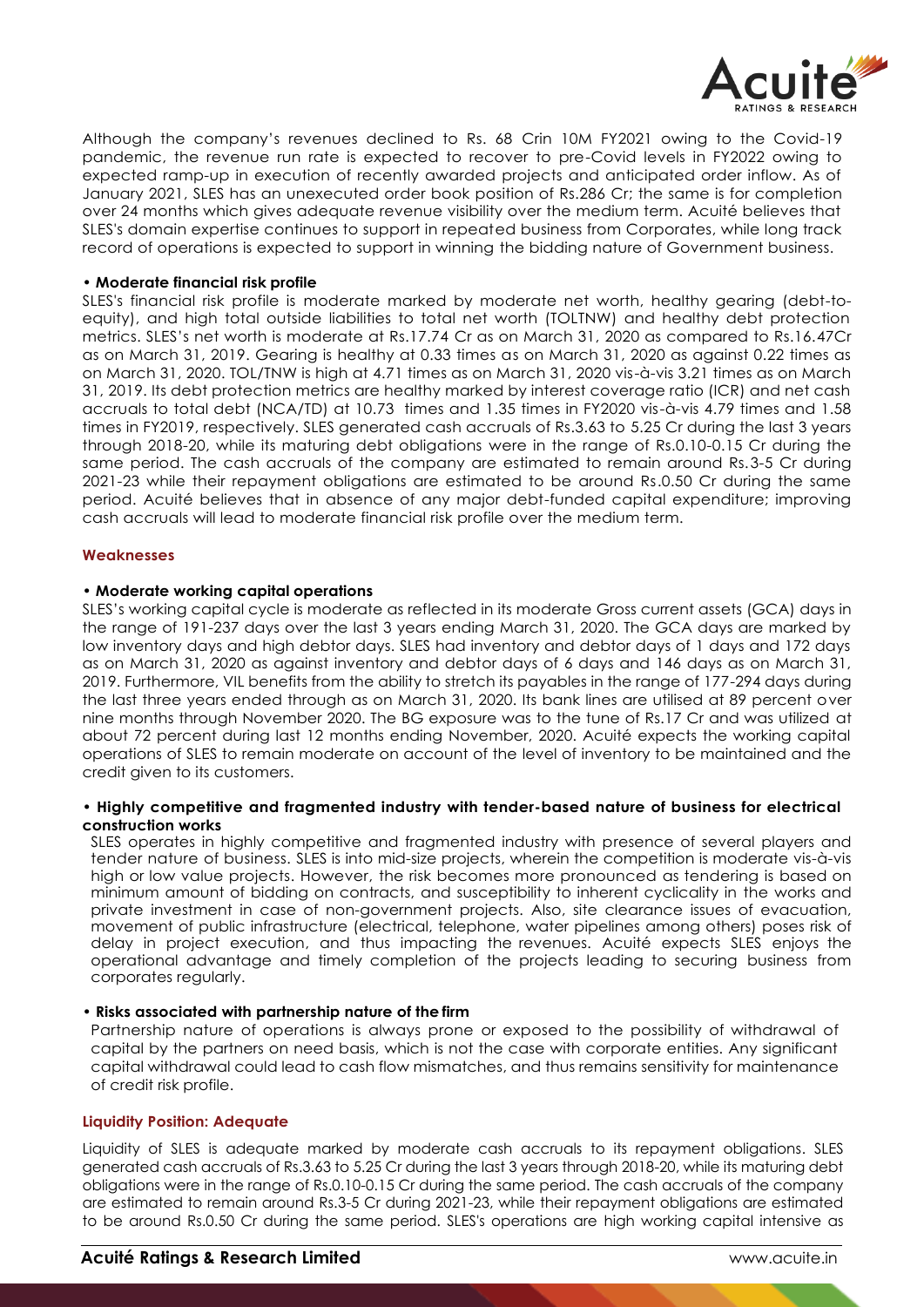Although the company's revenues declined to Rs. 68 Crin 10M FY2021 owing to the Covid-19 pandemic, the revenue run rate is expected to recover to pre-Covid levels in FY2022 owing to expected ramp-up in execution of recently awarded projects and anticipated order inflow. As of January 2021, SLES has an unexecuted order book position of Rs.286 Cr; the same is for completion over 24 months which gives adequate revenue visibility over the medium term. Acuité believes that SLES's domain expertise continues to support in repeated business from Corporates, while long track record of operations is expected to support in winning the bidding nature of Government business.

**• Moderate financial risk profile**

SLES's financial risk profile is moderate marked by moderate net worth, healthy gearing (debt-to-equity), and high total outside liabilities to total net worth (TOLTNW) and healthy debt protection metrics. SLES's net worth is moderate at Rs.17.74 Cr as on March 31, 2020 as compared to Rs.16.47Cr as on March 31, 2019. Gearing is healthy at 0.33 times as on March 31, 2020 as against 0.22 times as on March 31, 2020. TOL/TNW is high at 4.71 times as on March 31, 2020 vis-à-vis 3.21 times as on March 31, 2019. Its debt protection metrics are healthy marked by interest coverage ratio (ICR) and net cash accruals to total debt (NCA/TD) at 10.73 times and 1.35 times in FY2020 vis-à-vis 4.79 times and 1.58 times in FY2019, respectively. SLES generated cash accruals of Rs.3.63 to 5.25 Cr during the last 3 years through 2018-20, while its maturing debt obligations were in the range of Rs.0.10-0.15 Cr during the same period. The cash accruals of the company are estimated to remain around Rs.3-5 Cr during 2021-23 while their repayment obligations are estimated to be around Rs.0.50 Cr during the same period. Acuité believes that in absence of any major debt-funded capital expenditure; improving cash accruals will lead to moderate financial risk profile over the medium term.

### Weaknesses

**• Moderate working capital operations**

SLES's working capital cycle is moderate as reflected in its moderate Gross current assets (GCA) days in the range of 191-237 days over the last 3 years ending March 31, 2020. The GCA days are marked by low inventory days and high debtor days. SLES had inventory and debtor days of 1 days and 172 days as on March 31, 2020 as against inventory and debtor days of 6 days and 146 days as on March 31, 2019. Furthermore, VIL benefits from the ability to stretch its payables in the range of 177-294 days during the last three years ended through as on March 31, 2020. Its bank lines are utilised at 89 percent over nine months through November 2020. The BG exposure was to the tune of Rs.17 Cr and was utilized at about 72 percent during last 12 months ending November, 2020. Acuité expects the working capital operations of SLES to remain moderate on account of the level of inventory to be maintained and the credit given to its customers.

**• Highly competitive and fragmented industry with tender-based nature of business for electrical construction works**

SLES operates in highly competitive and fragmented industry with presence of several players and tender nature of business. SLES is into mid-size projects, wherein the competition is moderate vis-à-vis high or low value projects. However, the risk becomes more pronounced as tendering is based on minimum amount of bidding on contracts, and susceptibility to inherent cyclicality in the works and private investment in case of non-government projects. Also, site clearance issues of evacuation, movement of public infrastructure (electrical, telephone, water pipelines among others) poses risk of delay in project execution, and thus impacting the revenues. Acuité expects SLES enjoys the operational advantage and timely completion of the projects leading to securing business from corporates regularly.

**• Risks associated with partnership nature of the firm**

Partnership nature of operations is always prone or exposed to the possibility of withdrawal of capital by the partners on need basis, which is not the case with corporate entities. Any significant capital withdrawal could lead to cash flow mismatches, and thus remains sensitivity for maintenance of credit risk profile.

### Liquidity Position: Adequate

Liquidity of SLES is adequate marked by moderate cash accruals to its repayment obligations. SLES generated cash accruals of Rs.3.63 to 5.25 Cr during the last 3 years through 2018-20, while its maturing debt obligations were in the range of Rs.0.10-0.15 Cr during the same period. The cash accruals of the company are estimated to remain around Rs.3-5 Cr during 2021-23, while their repayment obligations are estimated to be around Rs.0.50 Cr during the same period. SLES's operations are high working capital intensive as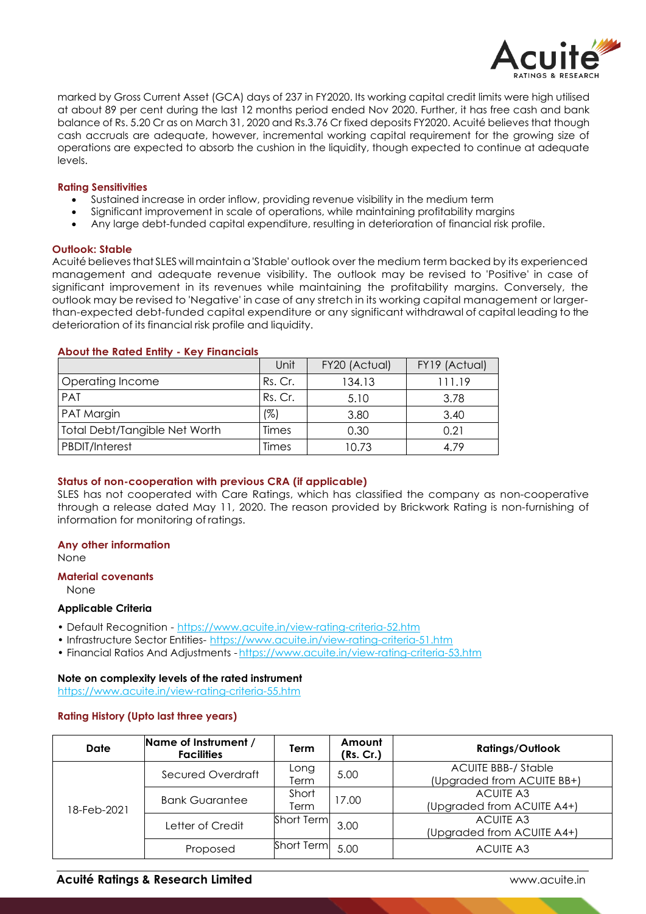marked by Gross Current Asset (GCA) days of 237 in FY2020. Its working capital credit limits were high utilised at about 89 per cent during the last 12 months period ended Nov 2020. Further, it has free cash and bank balance of Rs. 5.20 Cr as on March 31, 2020 and Rs.3.76 Cr fixed deposits FY2020. Acuité believes that though cash accruals are adequate, however, incremental working capital requirement for the growing size of operations are expected to absorb the cushion in the liquidity, though expected to continue at adequate levels.

### Rating Sensitivities

- Sustained increase in order inflow, providing revenue visibility in the medium term
- Significant improvement in scale of operations, while maintaining profitability margins
- Any large debt-funded capital expenditure, resulting in deterioration of financial risk profile.

### Outlook: Stable

Acuité believes that SLES will maintain a 'Stable' outlook over the medium term backed by its experienced management and adequate revenue visibility. The outlook may be revised to 'Positive' in case of significant improvement in its revenues while maintaining the profitability margins. Conversely, the outlook may be revised to 'Negative' in case of any stretch in its working capital management or larger-than-expected debt-funded capital expenditure or any significant withdrawal of capital leading to the deterioration of its financial risk profile and liquidity.

### About the Rated Entity - Key Financials

| | Unit | FY20 (Actual) | FY19 (Actual) |
|---|---|---|---|
| Operating Income | Rs. Cr. | 134.13 | 111.19 |
| PAT | Rs. Cr. | 5.10 | 3.78 |
| PAT Margin | (%) | 3.80 | 3.40 |
| Total Debt/Tangible Net Worth | Times | 0.30 | 0.21 |
| PBDIT/Interest | Times | 10.73 | 4.79 |

### Status of non-cooperation with previous CRA (if applicable)

SLES has not cooperated with Care Ratings, which has classified the company as non-cooperative through a release dated May 11, 2020. The reason provided by Brickwork Rating is non-furnishing of information for monitoring of ratings.

### Any other information

None

### Material covenants

None

### Applicable Criteria

- Default Recognition - https://www.acuite.in/view-rating-criteria-52.htm
- Infrastructure Sector Entities- https://www.acuite.in/view-rating-criteria-51.htm
- Financial Ratios And Adjustments - https://www.acuite.in/view-rating-criteria-53.htm

### Note on complexity levels of the rated instrument

https://www.acuite.in/view-rating-criteria-55.htm

### Rating History (Upto last three years)

| Date | Name of Instrument / Facilities | Term | Amount (Rs. Cr.) | Ratings/Outlook |
|---|---|---|---|---|
| 18-Feb-2021 | Secured Overdraft | Long Term | 5.00 | ACUITE BBB-/ Stable (Upgraded from ACUITE BB+) |
| | Bank Guarantee | Short Term | 17.00 | ACUITE A3 (Upgraded from ACUITE A4+) |
| | Letter of Credit | Short Term | 3.00 | ACUITE A3 (Upgraded from ACUITE A4+) |
| | Proposed | Short Term | 5.00 | ACUITE A3 |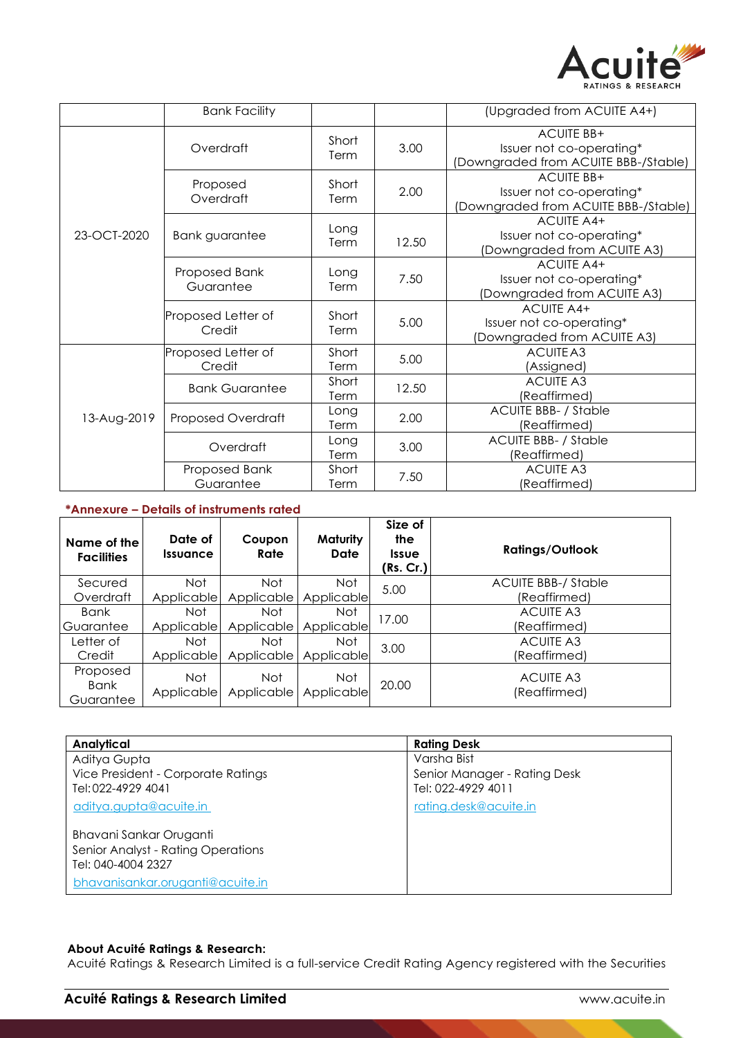| | Bank Facility | | | (Upgraded from ACUITE A4+) |
|---|---|---|---|---|
| 23-OCT-2020 | Overdraft | Short Term | 3.00 | ACUITE BB+ Issuer not co-operating* (Downgraded from ACUITE BBB-/Stable) |
| | Proposed Overdraft | Short Term | 2.00 | ACUITE BB+ Issuer not co-operating* (Downgraded from ACUITE BBB-/Stable) |
| | Bank guarantee | Long Term | 12.50 | ACUITE A4+ Issuer not co-operating* (Downgraded from ACUITE A3) |
| | Proposed Bank Guarantee | Long Term | 7.50 | ACUITE A4+ Issuer not co-operating* (Downgraded from ACUITE A3) |
| | Proposed Letter of Credit | Short Term | 5.00 | ACUITE A4+ Issuer not co-operating* (Downgraded from ACUITE A3) |
| 13-Aug-2019 | Proposed Letter of Credit | Short Term | 5.00 | ACUITE A3 (Assigned) |
| | Bank Guarantee | Short Term | 12.50 | ACUITE A3 (Reaffirmed) |
| | Proposed Overdraft | Long Term | 2.00 | ACUITE BBB- / Stable (Reaffirmed) |
| | Overdraft | Long Term | 3.00 | ACUITE BBB- / Stable (Reaffirmed) |
| | Proposed Bank Guarantee | Short Term | 7.50 | ACUITE A3 (Reaffirmed) |

**\*Annexure – Details of instruments rated**

| Name of the Facilities | Date of Issuance | Coupon Rate | Maturity Date | Size of the Issue (Rs. Cr.) | Ratings/Outlook |
|---|---|---|---|---|---|
| Secured Overdraft | Not Applicable | Not Applicable | Not Applicable | 5.00 | ACUITE BBB-/ Stable (Reaffirmed) |
| Bank Guarantee | Not Applicable | Not Applicable | Not Applicable | 17.00 | ACUITE A3 (Reaffirmed) |
| Letter of Credit | Not Applicable | Not Applicable | Not Applicable | 3.00 | ACUITE A3 (Reaffirmed) |
| Proposed Bank Guarantee | Not Applicable | Not Applicable | Not Applicable | 20.00 | ACUITE A3 (Reaffirmed) |

| Analytical | Rating Desk |
|---|---|
| Aditya Gupta<br>Vice President - Corporate Ratings<br>Tel: 022-4929 4041<br>aditya.gupta@acuite.in<br><br>Bhavani Sankar Oruganti<br>Senior Analyst - Rating Operations<br>Tel: 040-4004 2327<br>bhavanisankar.oruganti@acuite.in | Varsha Bist<br>Senior Manager - Rating Desk<br>Tel: 022-4929 4011<br>rating.desk@acuite.in |

**About Acuité Ratings & Research:**

Acuité Ratings & Research Limited is a full-service Credit Rating Agency registered with the Securities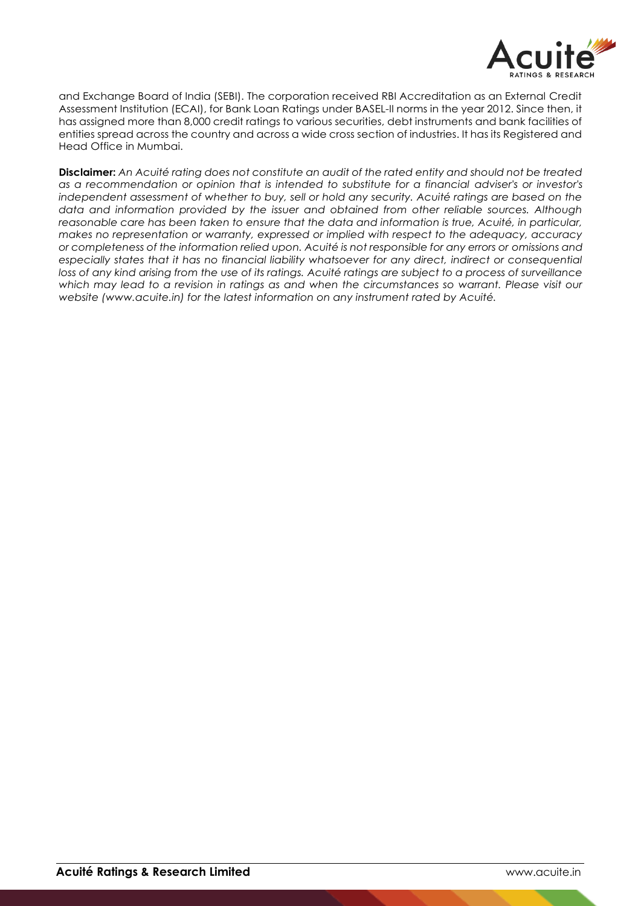and Exchange Board of India (SEBI). The corporation received RBI Accreditation as an External Credit Assessment Institution (ECAI), for Bank Loan Ratings under BASEL-II norms in the year 2012. Since then, it has assigned more than 8,000 credit ratings to various securities, debt instruments and bank facilities of entities spread across the country and across a wide cross section of industries. It has its Registered and Head Office in Mumbai.

**Disclaimer:** *An Acuité rating does not constitute an audit of the rated entity and should not be treated as a recommendation or opinion that is intended to substitute for a financial adviser's or investor's independent assessment of whether to buy, sell or hold any security. Acuité ratings are based on the data and information provided by the issuer and obtained from other reliable sources. Although reasonable care has been taken to ensure that the data and information is true, Acuité, in particular, makes no representation or warranty, expressed or implied with respect to the adequacy, accuracy or completeness of the information relied upon. Acuité is not responsible for any errors or omissions and especially states that it has no financial liability whatsoever for any direct, indirect or consequential loss of any kind arising from the use of its ratings. Acuité ratings are subject to a process of surveillance which may lead to a revision in ratings as and when the circumstances so warrant. Please visit our website (www.acuite.in) for the latest information on any instrument rated by Acuité.*